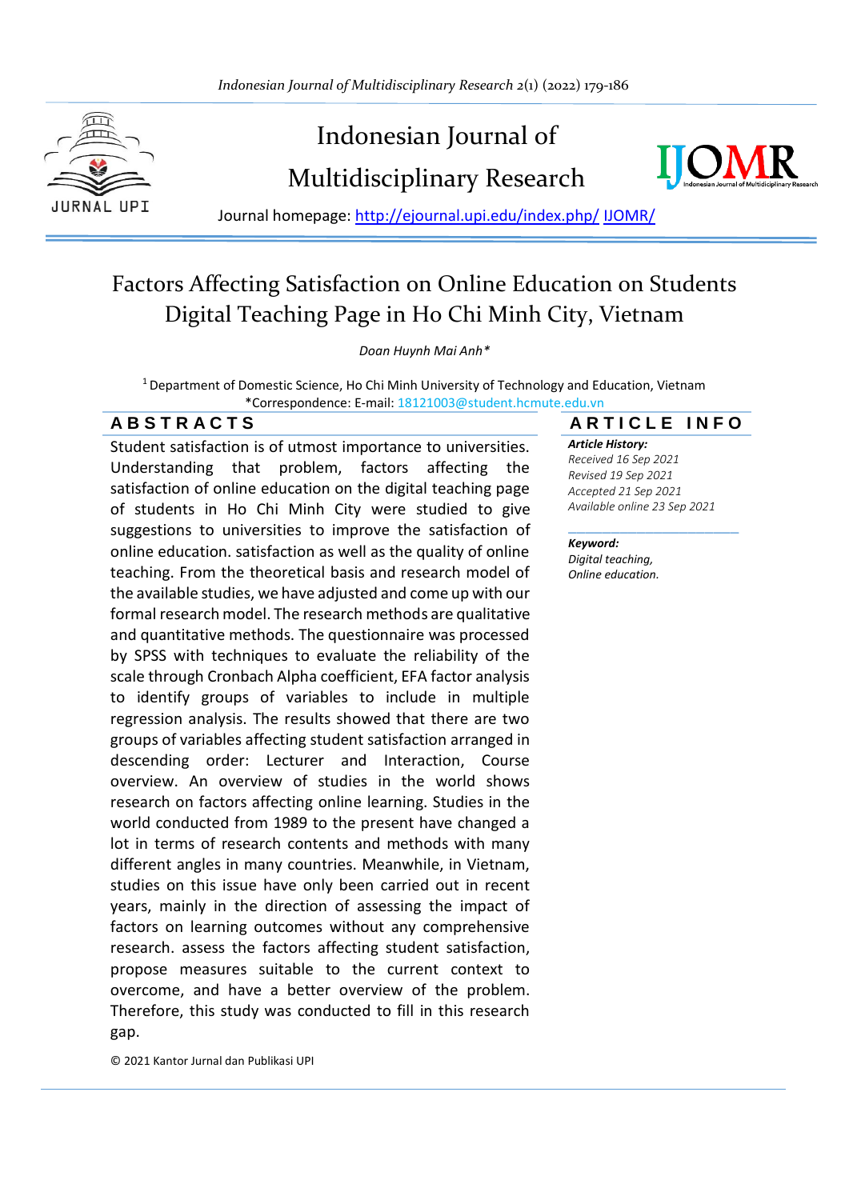# Factors Affecting Satisfaction on Online Education on Students Digital Teaching Page in Ho Chi Minh City, Vietnam

*Doan Huynh Mai Anh\**

[1] Department of Domestic Science, Ho Chi Minh University of Technology and Education, Vietnam

\*Correspondence: E-mail: 18121003@student.hcmute.edu.vn

## ABSTRACTS

Student satisfaction is of utmost importance to universities. Understanding that problem, factors affecting the satisfaction of online education on the digital teaching page of students in Ho Chi Minh City were studied to give suggestions to universities to improve the satisfaction of online education. satisfaction as well as the quality of online teaching. From the theoretical basis and research model of the available studies, we have adjusted and come up with our formal research model. The research methods are qualitative and quantitative methods. The questionnaire was processed by SPSS with techniques to evaluate the reliability of the scale through Cronbach Alpha coefficient, EFA factor analysis to identify groups of variables to include in multiple regression analysis. The results showed that there are two groups of variables affecting student satisfaction arranged in descending order: Lecturer and Interaction, Course overview. An overview of studies in the world shows research on factors affecting online learning. Studies in the world conducted from 1989 to the present have changed a lot in terms of research contents and methods with many different angles in many countries. Meanwhile, in Vietnam, studies on this issue have only been carried out in recent years, mainly in the direction of assessing the impact of factors on learning outcomes without any comprehensive research. assess the factors affecting student satisfaction, propose measures suitable to the current context to overcome, and have a better overview of the problem. Therefore, this study was conducted to fill in this research gap.

© 2021 Kantor Jurnal dan Publikasi UPI

## ARTICLE INFO

***Article History:***

*Received 16 Sep 2021*
*Revised 19 Sep 2021*
*Accepted 21 Sep 2021*
*Available online 23 Sep 2021*

***Keyword:***

*Digital teaching,*
*Online education.*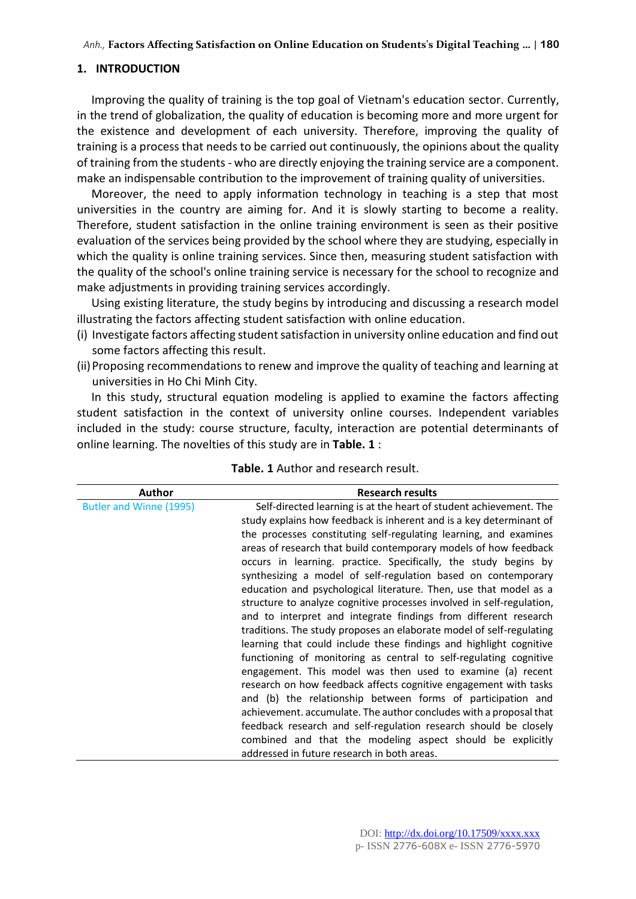## 1. INTRODUCTION

Improving the quality of training is the top goal of Vietnam's education sector. Currently, in the trend of globalization, the quality of education is becoming more and more urgent for the existence and development of each university. Therefore, improving the quality of training is a process that needs to be carried out continuously, the opinions about the quality of training from the students - who are directly enjoying the training service are a component. make an indispensable contribution to the improvement of training quality of universities.

Moreover, the need to apply information technology in teaching is a step that most universities in the country are aiming for. And it is slowly starting to become a reality. Therefore, student satisfaction in the online training environment is seen as their positive evaluation of the services being provided by the school where they are studying, especially in which the quality is online training services. Since then, measuring student satisfaction with the quality of the school's online training service is necessary for the school to recognize and make adjustments in providing training services accordingly.

Using existing literature, the study begins by introducing and discussing a research model illustrating the factors affecting student satisfaction with online education.

(i) Investigate factors affecting student satisfaction in university online education and find out some factors affecting this result.

(ii) Proposing recommendations to renew and improve the quality of teaching and learning at universities in Ho Chi Minh City.

In this study, structural equation modeling is applied to examine the factors affecting student satisfaction in the context of university online courses. Independent variables included in the study: course structure, faculty, interaction are potential determinants of online learning. The novelties of this study are in **Table. 1** :

**Table. 1** Author and research result.

| Author | Research results |
|---|---|
| Butler and Winne (1995) | Self-directed learning is at the heart of student achievement. The study explains how feedback is inherent and is a key determinant of the processes constituting self-regulating learning, and examines areas of research that build contemporary models of how feedback occurs in learning. practice. Specifically, the study begins by synthesizing a model of self-regulation based on contemporary education and psychological literature. Then, use that model as a structure to analyze cognitive processes involved in self-regulation, and to interpret and integrate findings from different research traditions. The study proposes an elaborate model of self-regulating learning that could include these findings and highlight cognitive functioning of monitoring as central to self-regulating cognitive engagement. This model was then used to examine (a) recent research on how feedback affects cognitive engagement with tasks and (b) the relationship between forms of participation and achievement. accumulate. The author concludes with a proposal that feedback research and self-regulation research should be closely combined and that the modeling aspect should be explicitly addressed in future research in both areas. |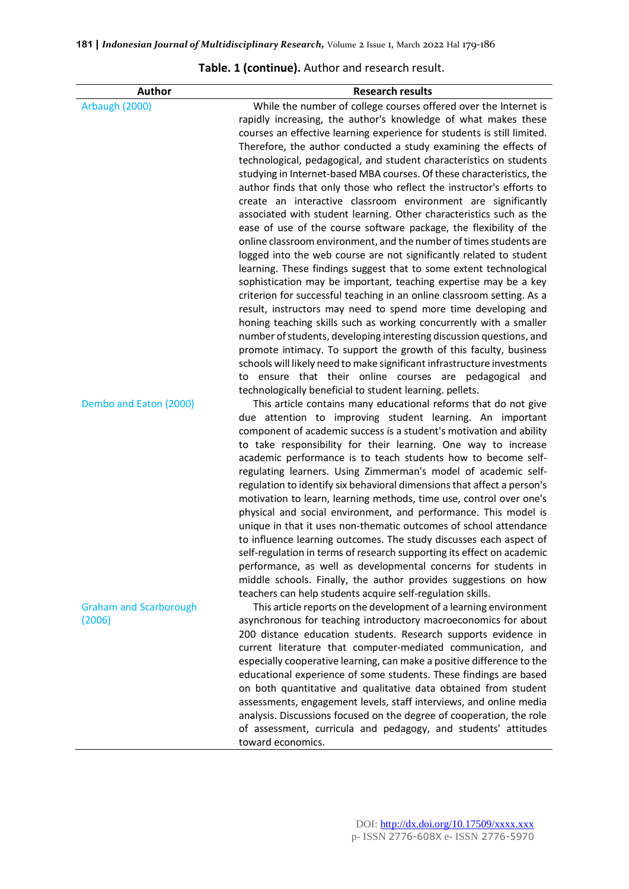**Table. 1 (continue).** Author and research result.

| Author | Research results |
|---|---|
| Arbaugh (2000) | While the number of college courses offered over the Internet is rapidly increasing, the author's knowledge of what makes these courses an effective learning experience for students is still limited. Therefore, the author conducted a study examining the effects of technological, pedagogical, and student characteristics on students studying in Internet-based MBA courses. Of these characteristics, the author finds that only those who reflect the instructor's efforts to create an interactive classroom environment are significantly associated with student learning. Other characteristics such as the ease of use of the course software package, the flexibility of the online classroom environment, and the number of times students are logged into the web course are not significantly related to student learning. These findings suggest that to some extent technological sophistication may be important, teaching expertise may be a key criterion for successful teaching in an online classroom setting. As a result, instructors may need to spend more time developing and honing teaching skills such as working concurrently with a smaller number of students, developing interesting discussion questions, and promote intimacy. To support the growth of this faculty, business schools will likely need to make significant infrastructure investments to ensure that their online courses are pedagogical and technologically beneficial to student learning. pellets. |
| Dembo and Eaton (2000) | This article contains many educational reforms that do not give due attention to improving student learning. An important component of academic success is a student's motivation and ability to take responsibility for their learning. One way to increase academic performance is to teach students how to become self-regulating learners. Using Zimmerman's model of academic self-regulation to identify six behavioral dimensions that affect a person's motivation to learn, learning methods, time use, control over one's physical and social environment, and performance. This model is unique in that it uses non-thematic outcomes of school attendance to influence learning outcomes. The study discusses each aspect of self-regulation in terms of research supporting its effect on academic performance, as well as developmental concerns for students in middle schools. Finally, the author provides suggestions on how teachers can help students acquire self-regulation skills. |
| Graham and Scarborough (2006) | This article reports on the development of a learning environment asynchronous for teaching introductory macroeconomics for about 200 distance education students. Research supports evidence in current literature that computer-mediated communication, and especially cooperative learning, can make a positive difference to the educational experience of some students. These findings are based on both quantitative and qualitative data obtained from student assessments, engagement levels, staff interviews, and online media analysis. Discussions focused on the degree of cooperation, the role of assessment, curricula and pedagogy, and students' attitudes toward economics. |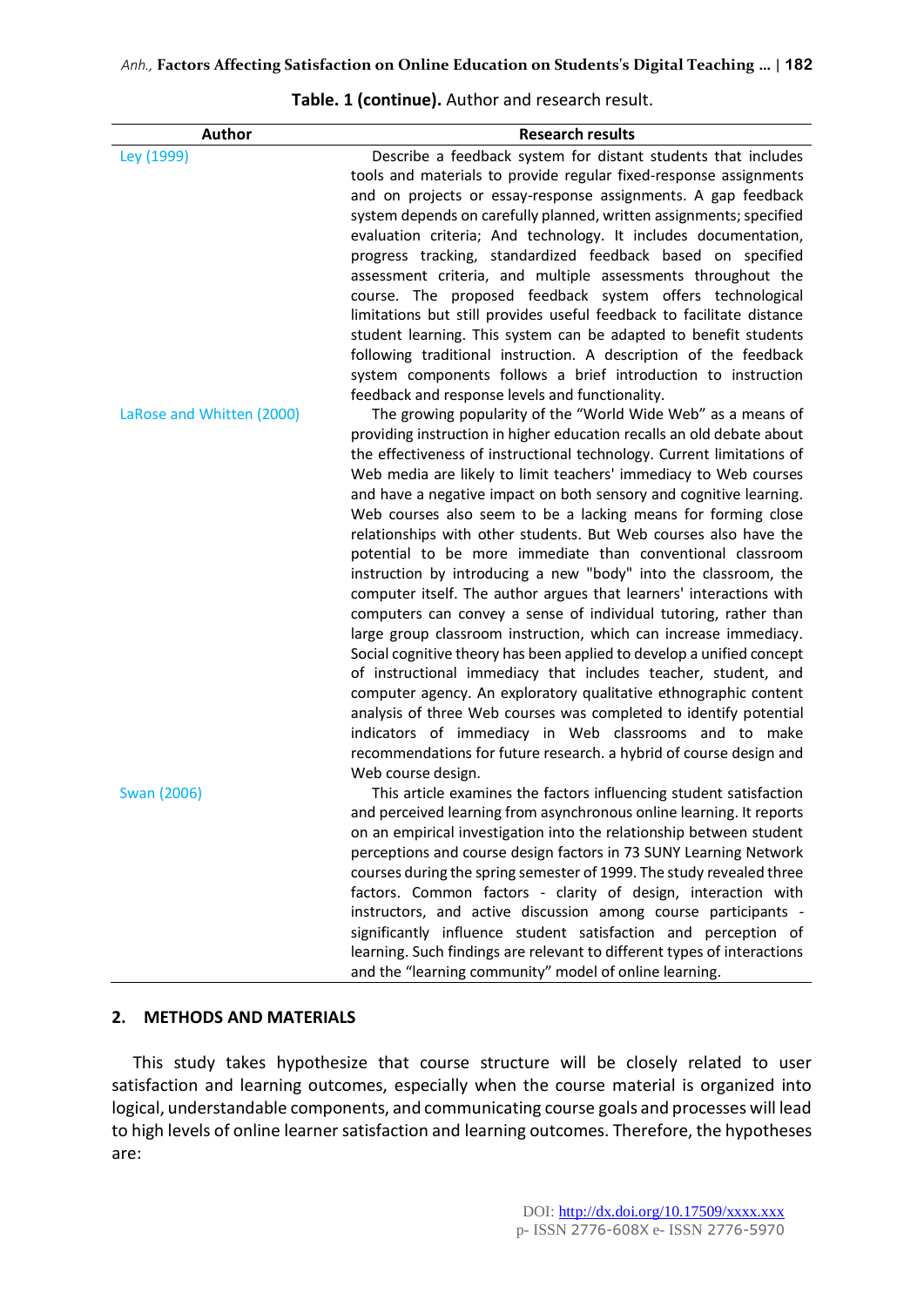**Table. 1 (continue).** Author and research result.

| Author | Research results |
|---|---|
| Ley (1999) | Describe a feedback system for distant students that includes tools and materials to provide regular fixed-response assignments and on projects or essay-response assignments. A gap feedback system depends on carefully planned, written assignments; specified evaluation criteria; And technology. It includes documentation, progress tracking, standardized feedback based on specified assessment criteria, and multiple assessments throughout the course. The proposed feedback system offers technological limitations but still provides useful feedback to facilitate distance student learning. This system can be adapted to benefit students following traditional instruction. A description of the feedback system components follows a brief introduction to instruction feedback and response levels and functionality. |
| LaRose and Whitten (2000) | The growing popularity of the "World Wide Web" as a means of providing instruction in higher education recalls an old debate about the effectiveness of instructional technology. Current limitations of Web media are likely to limit teachers' immediacy to Web courses and have a negative impact on both sensory and cognitive learning. Web courses also seem to be a lacking means for forming close relationships with other students. But Web courses also have the potential to be more immediate than conventional classroom instruction by introducing a new "body" into the classroom, the computer itself. The author argues that learners' interactions with computers can convey a sense of individual tutoring, rather than large group classroom instruction, which can increase immediacy. Social cognitive theory has been applied to develop a unified concept of instructional immediacy that includes teacher, student, and computer agency. An exploratory qualitative ethnographic content analysis of three Web courses was completed to identify potential indicators of immediacy in Web classrooms and to make recommendations for future research. a hybrid of course design and Web course design. |
| Swan (2006) | This article examines the factors influencing student satisfaction and perceived learning from asynchronous online learning. It reports on an empirical investigation into the relationship between student perceptions and course design factors in 73 SUNY Learning Network courses during the spring semester of 1999. The study revealed three factors. Common factors - clarity of design, interaction with instructors, and active discussion among course participants - significantly influence student satisfaction and perception of learning. Such findings are relevant to different types of interactions and the "learning community" model of online learning. |

## 2. METHODS AND MATERIALS

This study takes hypothesize that course structure will be closely related to user satisfaction and learning outcomes, especially when the course material is organized into logical, understandable components, and communicating course goals and processes will lead to high levels of online learner satisfaction and learning outcomes. Therefore, the hypotheses are: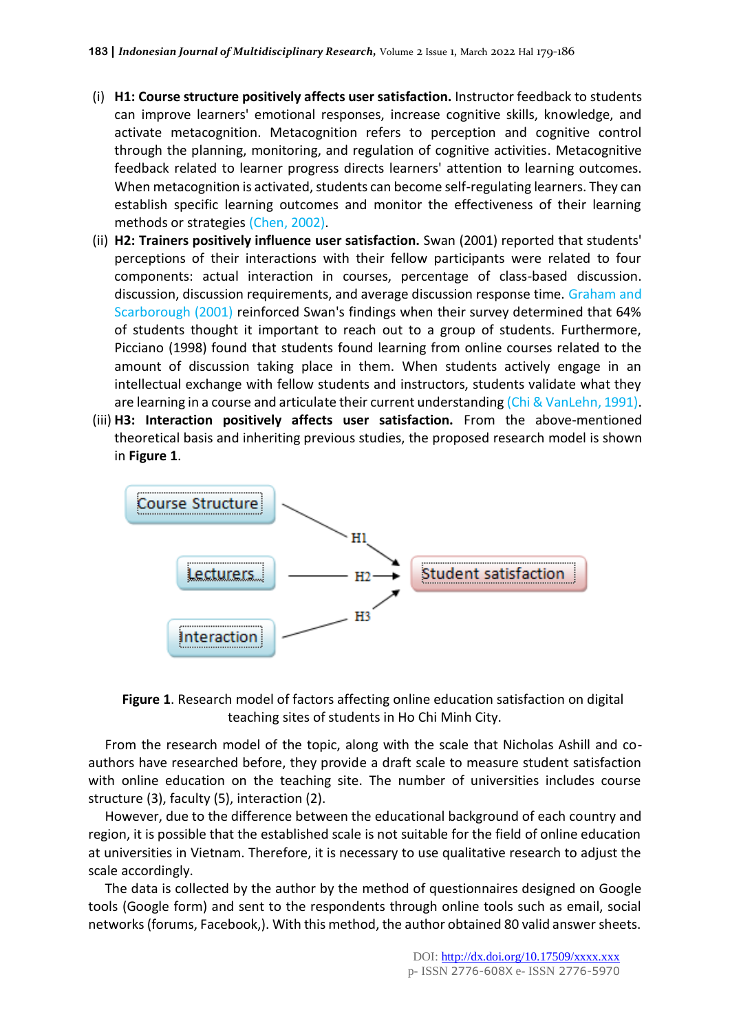(i) **H1: Course structure positively affects user satisfaction.** Instructor feedback to students can improve learners' emotional responses, increase cognitive skills, knowledge, and activate metacognition. Metacognition refers to perception and cognitive control through the planning, monitoring, and regulation of cognitive activities. Metacognitive feedback related to learner progress directs learners' attention to learning outcomes. When metacognition is activated, students can become self-regulating learners. They can establish specific learning outcomes and monitor the effectiveness of their learning methods or strategies (Chen, 2002).

(ii) **H2: Trainers positively influence user satisfaction.** Swan (2001) reported that students' perceptions of their interactions with their fellow participants were related to four components: actual interaction in courses, percentage of class-based discussion. discussion, discussion requirements, and average discussion response time. Graham and Scarborough (2001) reinforced Swan's findings when their survey determined that 64% of students thought it important to reach out to a group of students. Furthermore, Picciano (1998) found that students found learning from online courses related to the amount of discussion taking place in them. When students actively engage in an intellectual exchange with fellow students and instructors, students validate what they are learning in a course and articulate their current understanding (Chi & VanLehn, 1991).

(iii) **H3: Interaction positively affects user satisfaction.** From the above-mentioned theoretical basis and inheriting previous studies, the proposed research model is shown in **Figure 1**.

Course Structure → H1 → Student satisfaction
Lecturers → H2 → Student satisfaction
Interaction → H3 → Student satisfaction

**Figure 1**. Research model of factors affecting online education satisfaction on digital teaching sites of students in Ho Chi Minh City.

From the research model of the topic, along with the scale that Nicholas Ashill and co-authors have researched before, they provide a draft scale to measure student satisfaction with online education on the teaching site. The number of universities includes course structure (3), faculty (5), interaction (2).

However, due to the difference between the educational background of each country and region, it is possible that the established scale is not suitable for the field of online education at universities in Vietnam. Therefore, it is necessary to use qualitative research to adjust the scale accordingly.

The data is collected by the author by the method of questionnaires designed on Google tools (Google form) and sent to the respondents through online tools such as email, social networks (forums, Facebook,). With this method, the author obtained 80 valid answer sheets.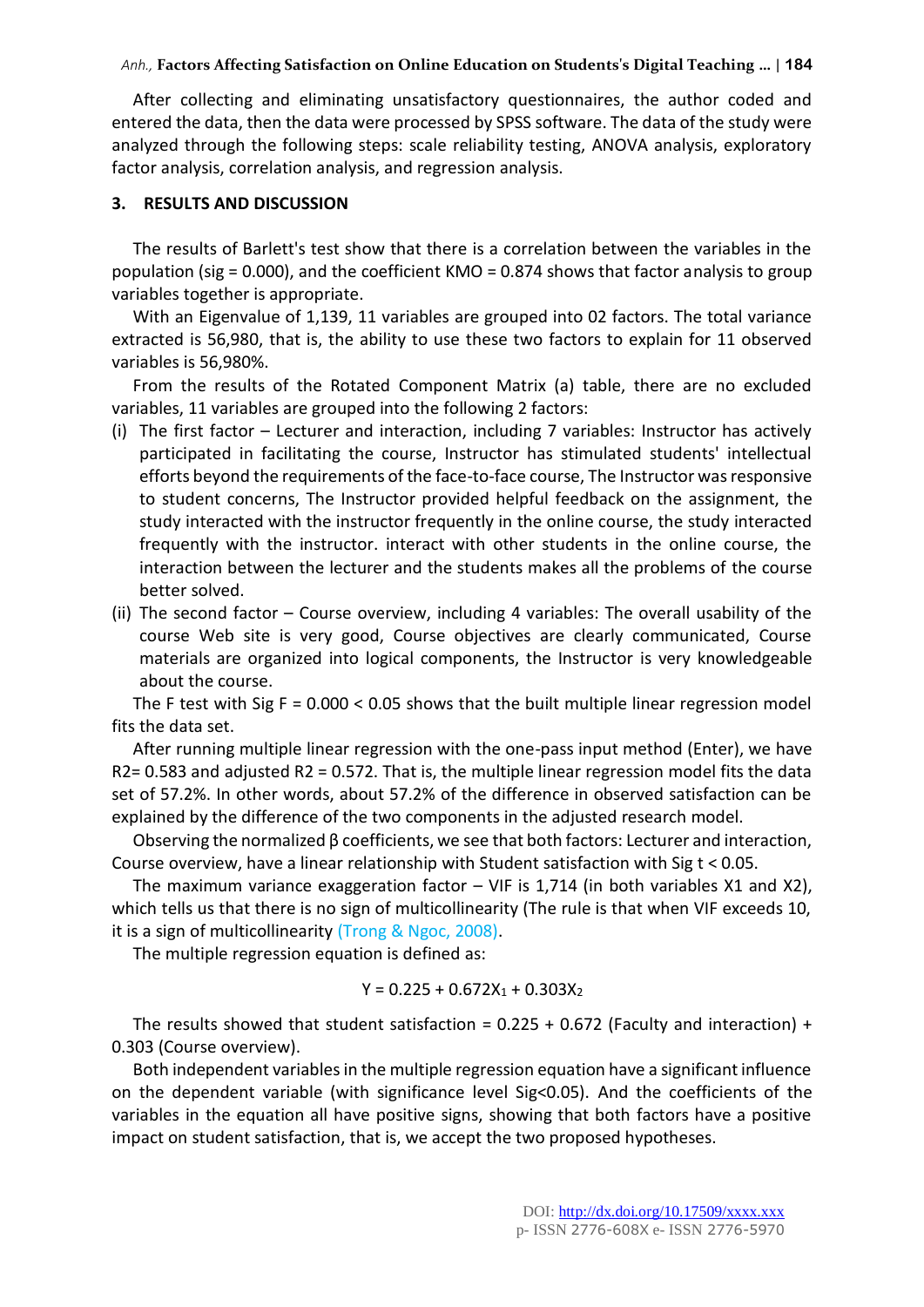After collecting and eliminating unsatisfactory questionnaires, the author coded and entered the data, then the data were processed by SPSS software. The data of the study were analyzed through the following steps: scale reliability testing, ANOVA analysis, exploratory factor analysis, correlation analysis, and regression analysis.

## 3. RESULTS AND DISCUSSION

The results of Barlett's test show that there is a correlation between the variables in the population (sig = 0.000), and the coefficient KMO = 0.874 shows that factor analysis to group variables together is appropriate.

With an Eigenvalue of 1,139, 11 variables are grouped into 02 factors. The total variance extracted is 56,980, that is, the ability to use these two factors to explain for 11 observed variables is 56,980%.

From the results of the Rotated Component Matrix (a) table, there are no excluded variables, 11 variables are grouped into the following 2 factors:

(i) The first factor – Lecturer and interaction, including 7 variables: Instructor has actively participated in facilitating the course, Instructor has stimulated students' intellectual efforts beyond the requirements of the face-to-face course, The Instructor was responsive to student concerns, The Instructor provided helpful feedback on the assignment, the study interacted with the instructor frequently in the online course, the study interacted frequently with the instructor. interact with other students in the online course, the interaction between the lecturer and the students makes all the problems of the course better solved.

(ii) The second factor – Course overview, including 4 variables: The overall usability of the course Web site is very good, Course objectives are clearly communicated, Course materials are organized into logical components, the Instructor is very knowledgeable about the course.

The F test with Sig F = 0.000 < 0.05 shows that the built multiple linear regression model fits the data set.

After running multiple linear regression with the one-pass input method (Enter), we have $R^2 = 0.583$ and adjusted $R^2 = 0.572$. That is, the multiple linear regression model fits the data set of 57.2%. In other words, about 57.2% of the difference in observed satisfaction can be explained by the difference of the two components in the adjusted research model.

Observing the normalized β coefficients, we see that both factors: Lecturer and interaction, Course overview, have a linear relationship with Student satisfaction with Sig t < 0.05.

The maximum variance exaggeration factor – VIF is 1,714 (in both variables $X_1$ and $X_2$), which tells us that there is no sign of multicollinearity (The rule is that when VIF exceeds 10, it is a sign of multicollinearity (Trong & Ngoc, 2008).

The multiple regression equation is defined as:

$$Y = 0.225 + 0.672X_1 + 0.303X_2$$

The results showed that student satisfaction = 0.225 + 0.672 (Faculty and interaction) + 0.303 (Course overview).

Both independent variables in the multiple regression equation have a significant influence on the dependent variable (with significance level Sig<0.05). And the coefficients of the variables in the equation all have positive signs, showing that both factors have a positive impact on student satisfaction, that is, we accept the two proposed hypotheses.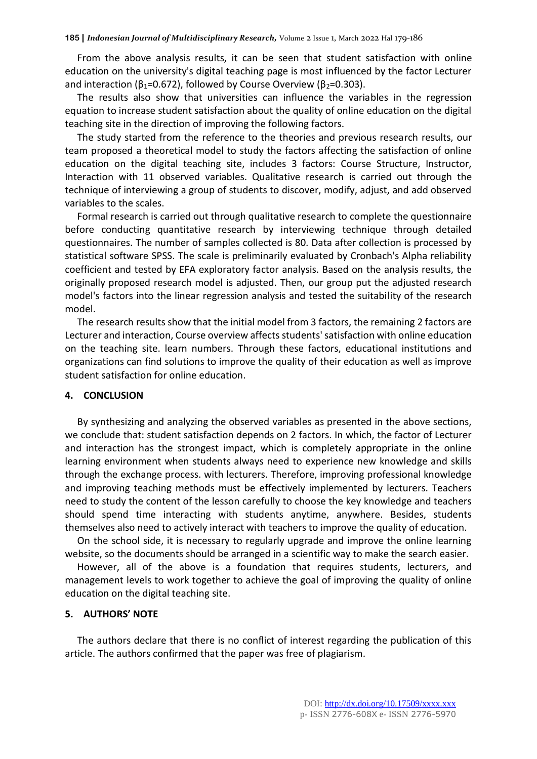From the above analysis results, it can be seen that student satisfaction with online education on the university's digital teaching page is most influenced by the factor Lecturer and interaction ($\beta_1$=0.672), followed by Course Overview ($\beta_2$=0.303).

The results also show that universities can influence the variables in the regression equation to increase student satisfaction about the quality of online education on the digital teaching site in the direction of improving the following factors.

The study started from the reference to the theories and previous research results, our team proposed a theoretical model to study the factors affecting the satisfaction of online education on the digital teaching site, includes 3 factors: Course Structure, Instructor, Interaction with 11 observed variables. Qualitative research is carried out through the technique of interviewing a group of students to discover, modify, adjust, and add observed variables to the scales.

Formal research is carried out through qualitative research to complete the questionnaire before conducting quantitative research by interviewing technique through detailed questionnaires. The number of samples collected is 80. Data after collection is processed by statistical software SPSS. The scale is preliminarily evaluated by Cronbach's Alpha reliability coefficient and tested by EFA exploratory factor analysis. Based on the analysis results, the originally proposed research model is adjusted. Then, our group put the adjusted research model's factors into the linear regression analysis and tested the suitability of the research model.

The research results show that the initial model from 3 factors, the remaining 2 factors are Lecturer and interaction, Course overview affects students' satisfaction with online education on the teaching site. learn numbers. Through these factors, educational institutions and organizations can find solutions to improve the quality of their education as well as improve student satisfaction for online education.

## 4. CONCLUSION

By synthesizing and analyzing the observed variables as presented in the above sections, we conclude that: student satisfaction depends on 2 factors. In which, the factor of Lecturer and interaction has the strongest impact, which is completely appropriate in the online learning environment when students always need to experience new knowledge and skills through the exchange process. with lecturers. Therefore, improving professional knowledge and improving teaching methods must be effectively implemented by lecturers. Teachers need to study the content of the lesson carefully to choose the key knowledge and teachers should spend time interacting with students anytime, anywhere. Besides, students themselves also need to actively interact with teachers to improve the quality of education.

On the school side, it is necessary to regularly upgrade and improve the online learning website, so the documents should be arranged in a scientific way to make the search easier.

However, all of the above is a foundation that requires students, lecturers, and management levels to work together to achieve the goal of improving the quality of online education on the digital teaching site.

## 5. AUTHORS' NOTE

The authors declare that there is no conflict of interest regarding the publication of this article. The authors confirmed that the paper was free of plagiarism.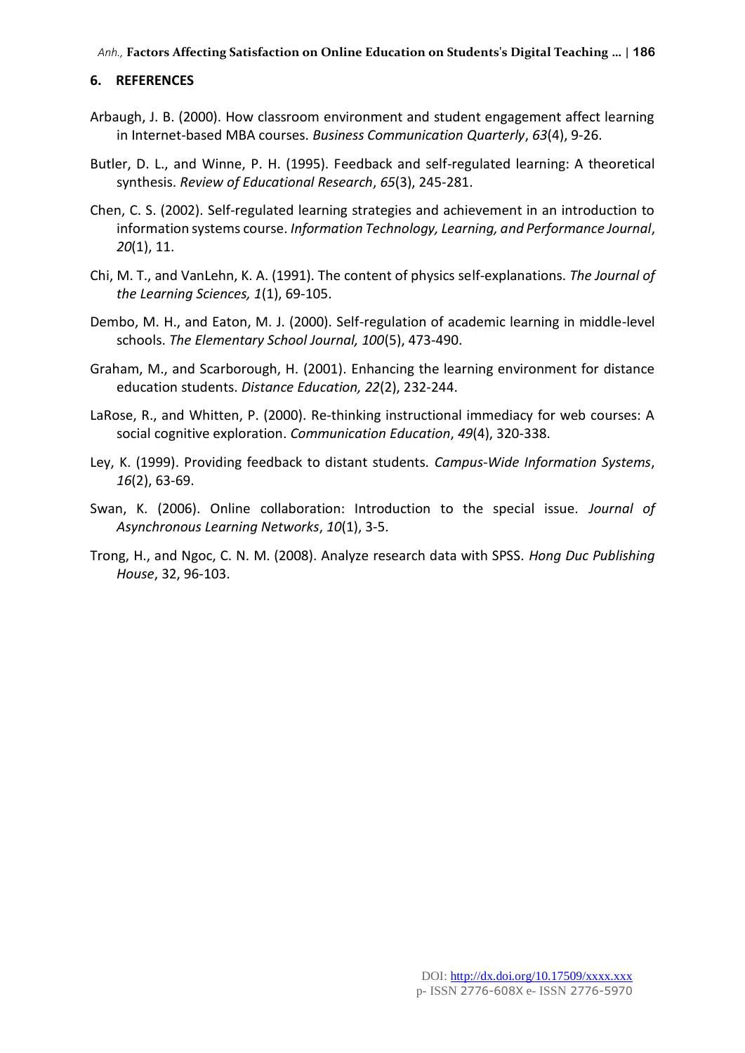## 6. REFERENCES

Arbaugh, J. B. (2000). How classroom environment and student engagement affect learning in Internet-based MBA courses. *Business Communication Quarterly*, *63*(4), 9-26.

Butler, D. L., and Winne, P. H. (1995). Feedback and self-regulated learning: A theoretical synthesis. *Review of Educational Research*, *65*(3), 245-281.

Chen, C. S. (2002). Self-regulated learning strategies and achievement in an introduction to information systems course. *Information Technology, Learning, and Performance Journal*, *20*(1), 11.

Chi, M. T., and VanLehn, K. A. (1991). The content of physics self-explanations. *The Journal of the Learning Sciences, 1*(1), 69-105.

Dembo, M. H., and Eaton, M. J. (2000). Self-regulation of academic learning in middle-level schools. *The Elementary School Journal, 100*(5), 473-490.

Graham, M., and Scarborough, H. (2001). Enhancing the learning environment for distance education students. *Distance Education, 22*(2), 232-244.

LaRose, R., and Whitten, P. (2000). Re-thinking instructional immediacy for web courses: A social cognitive exploration. *Communication Education*, *49*(4), 320-338.

Ley, K. (1999). Providing feedback to distant students. *Campus-Wide Information Systems*, *16*(2), 63-69.

Swan, K. (2006). Online collaboration: Introduction to the special issue. *Journal of Asynchronous Learning Networks*, *10*(1), 3-5.

Trong, H., and Ngoc, C. N. M. (2008). Analyze research data with SPSS. *Hong Duc Publishing House*, 32, 96-103.